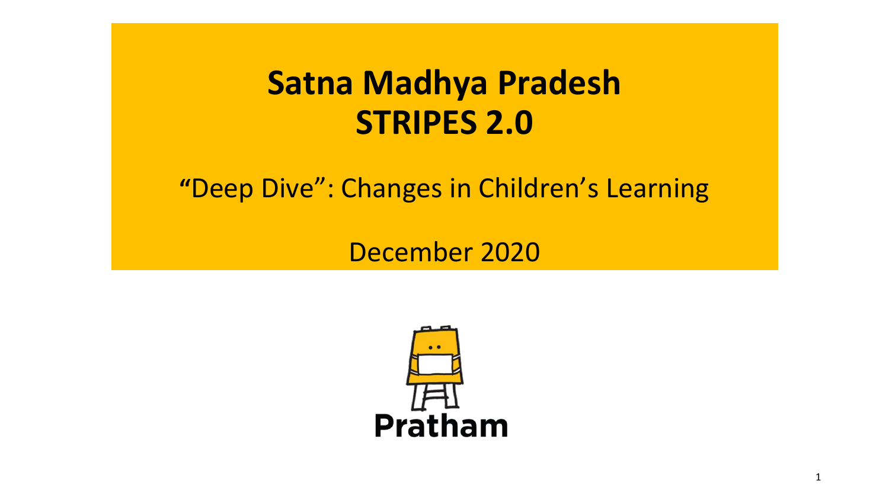# Satna Madhya Pradesh
# STRIPES 2.0

"Deep Dive": Changes in Children's Learning

December 2020

Pratham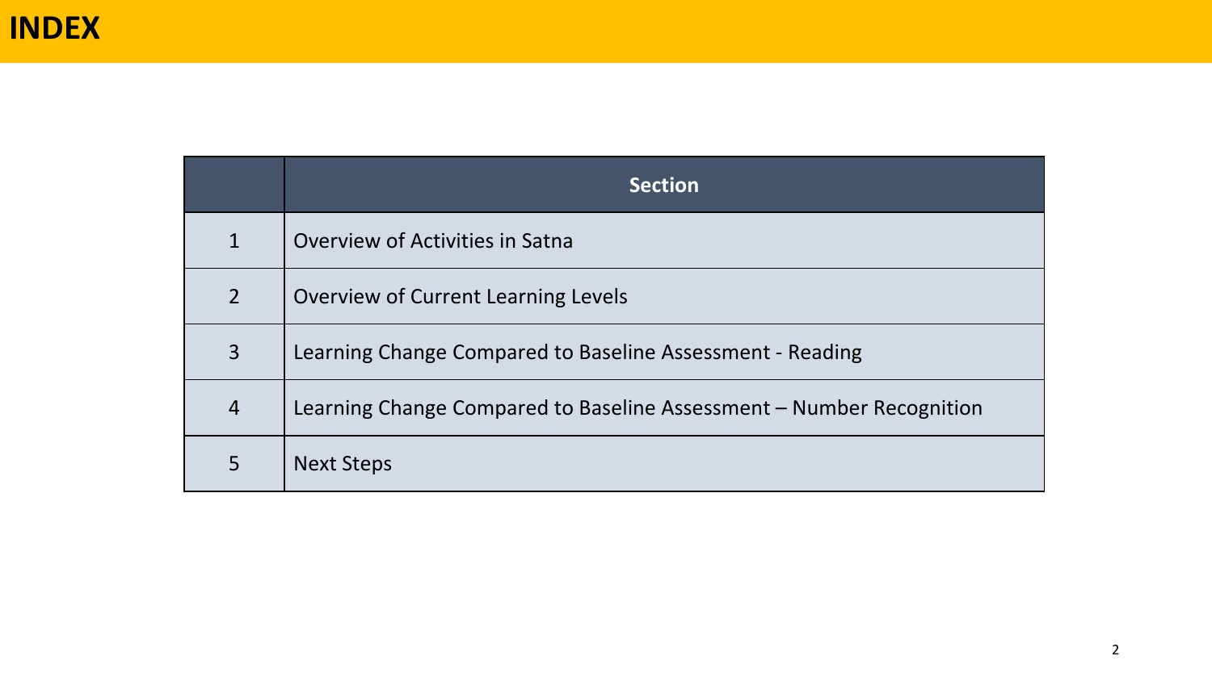# INDEX

| | Section |
|---|---|
| 1 | Overview of Activities in Satna |
| 2 | Overview of Current Learning Levels |
| 3 | Learning Change Compared to Baseline Assessment - Reading |
| 4 | Learning Change Compared to Baseline Assessment – Number Recognition |
| 5 | Next Steps |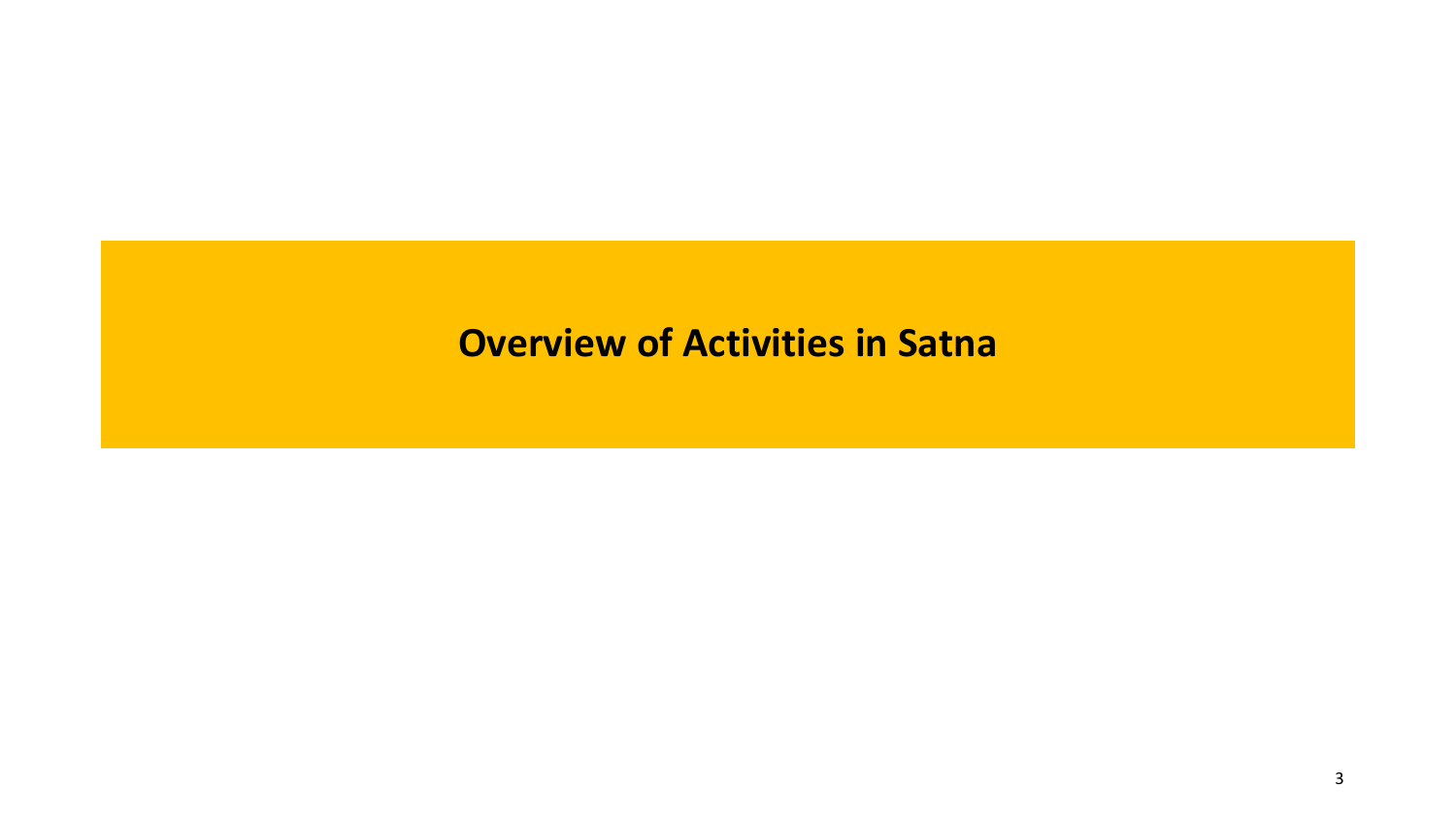# Overview of Activities in Satna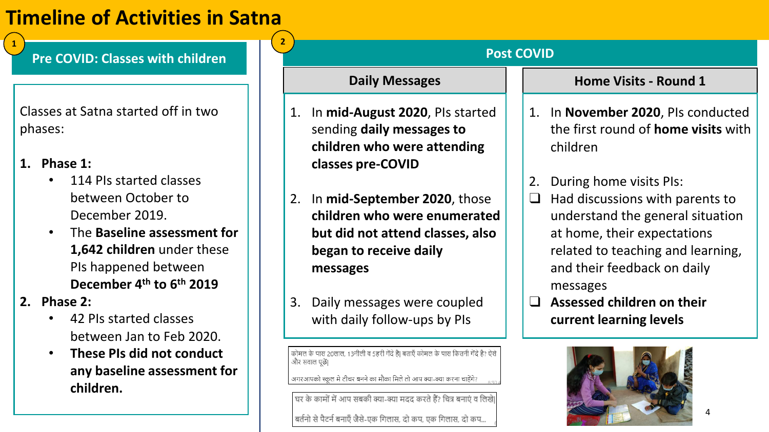# Timeline of Activities in Satna

## 1 Pre COVID: Classes with children

Classes at Satna started off in two phases:

1. **Phase 1:**
    - 114 PIs started classes between October to December 2019.
    - The **Baseline assessment for 1,642 children** under these PIs happened between **December 4th to 6th 2019**
2. **Phase 2:**
    - 42 PIs started classes between Jan to Feb 2020.
    - **These PIs did not conduct any baseline assessment for children.**

## 2 Post COVID

### Daily Messages

1. In **mid-August 2020**, PIs started sending **daily messages to children who were attending classes pre-COVID**
2. In **mid-September 2020**, those **children who were enumerated but did not attend classes, also began to receive daily messages**
3. Daily messages were coupled with daily follow-ups by PIs

कोमल के पास 20लाल, 13नीली व 5हरी गेंदे है| बताएँ कोमल के पास कितनी गेंदे है? ऐसे और सवाल पूछें|

अगरआपको स्कूल मे टीचर बनने का मौका मिले तो आप क्या-क्या करना चाहेंगे?

घर के कामों में आप सबकी क्या-क्या मदद करते हैं? चित्र बनाएं व लिखें|

बर्तनो से पैटर्न बनाएँ जैसे-एक गिलास, दो कप, एक गिलास, दो कप...

### Home Visits - Round 1

1. In **November 2020**, PIs conducted the first round of **home visits** with children
2. During home visits PIs:
    - Had discussions with parents to understand the general situation at home, their expectations related to teaching and learning, and their feedback on daily messages
    - **Assessed children on their current learning levels**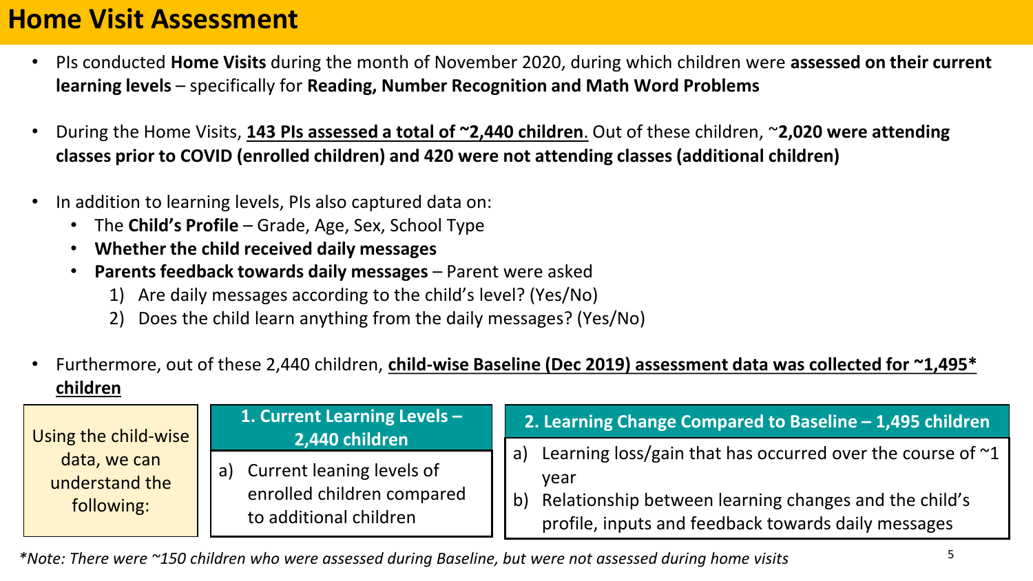# Home Visit Assessment

- PIs conducted **Home Visits** during the month of November 2020, during which children were **assessed on their current learning levels** – specifically for **Reading, Number Recognition and Math Word Problems**

- During the Home Visits, **143 PIs assessed a total of ~2,440 children**. Out of these children, ~**2,020 were attending classes prior to COVID (enrolled children) and 420 were not attending classes (additional children)**

- In addition to learning levels, PIs also captured data on:
  - The **Child's Profile** – Grade, Age, Sex, School Type
  - **Whether the child received daily messages**
  - **Parents feedback towards daily messages** – Parent were asked
    1) Are daily messages according to the child's level? (Yes/No)
    2) Does the child learn anything from the daily messages? (Yes/No)

- Furthermore, out of these 2,440 children, **child-wise Baseline (Dec 2019) assessment data was collected for ~1,495* children**

| Using the child-wise data, we can understand the following: | 1. Current Learning Levels – 2,440 children | 2. Learning Change Compared to Baseline – 1,495 children |
|---|---|---|
| | a) Current leaning levels of enrolled children compared to additional children | a) Learning loss/gain that has occurred over the course of ~1 year<br>b) Relationship between learning changes and the child's profile, inputs and feedback towards daily messages |

*\*Note: There were ~150 children who were assessed during Baseline, but were not assessed during home visits*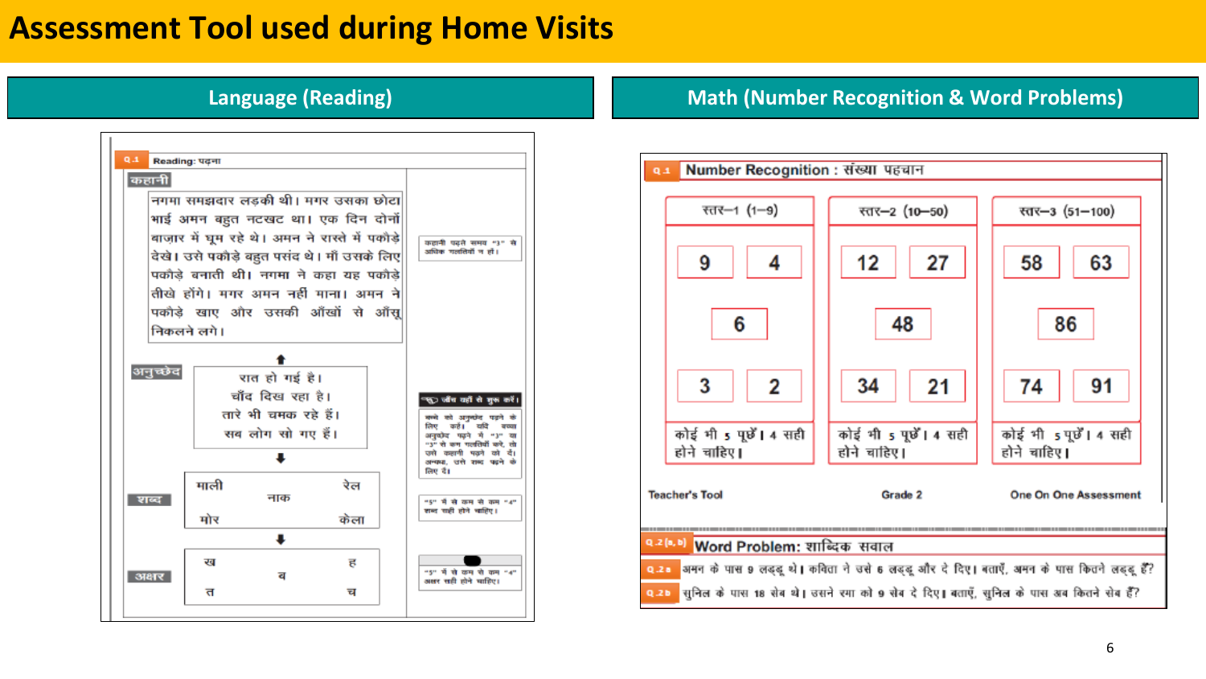# Assessment Tool used during Home Visits

## Language (Reading)

**Q.1** Reading: पढ़ना

**कहानी**

नगमा समझदार लड़की थी। मगर उसका छोटा भाई अमन बहुत नटखट था। एक दिन दोनों बाज़ार में घूम रहे थे। अमन ने रास्ते में पकौड़े देखे। उसे पकौड़े बहुत पसंद थे। माँ उसके लिए पकौड़े बनाती थी। नगमा ने कहा यह पकौड़े तीखे होंगे। मगर अमन नहीं माना। अमन ने पकौड़े खाए और उसकी आँखों से आँसू निकलने लगे।

कहानी पढ़ते समय "3" से अधिक गलतियाँ न हों।

**अनुच्छेद**

रात हो गई है।
चाँद दिख रहा है।
तारे भी चमक रहे हैं।
सब लोग सो गए हैं।

जाँच यहाँ से शुरू करें।

बच्चे को अनुच्छेद पढ़ने के लिए कहें। यदि बच्चा अनुच्छेद पढ़ने में "3" या "3" से कम गलतियाँ करे, तो उसे कहानी पढ़ने को दें। अन्यथा, उसे शब्द पढ़ने के लिए दें।

**शब्द**

माली, नाक, रेल, मोर, केला

"5" में से कम से कम "4" शब्द सही होने चाहिए।

**अक्षर**

ख, ह, व, त, च

"5" में से कम से कम "4" अक्षर सही होने चाहिए।

## Math (Number Recognition & Word Problems)

**Q.1** Number Recognition : संख्या पहचान

| स्तर–1 (1–9) | स्तर–2 (10–50) | स्तर–3 (51–100) |
|---|---|---|
| 9, 4, 6, 3, 2 | 12, 27, 48, 34, 21 | 58, 63, 86, 74, 91 |
| कोई भी 5 पूछें। 4 सही होने चाहिए। | कोई भी 5 पूछें। 4 सही होने चाहिए। | कोई भी 5 पूछें। 4 सही होने चाहिए। |

Teacher's Tool — Grade 2 — One On One Assessment

**Q.2 (a, b)** Word Problem: शाब्दिक सवाल

**Q.2a** अमन के पास 9 लड्डू थे। कविता ने उसे 6 लड्डू और दे दिए। बताएँ, अमन के पास कितने लड्डू हैं?

**Q.2b** सुनिल के पास 18 सेब थे। उसने रमा को 9 सेब दे दिए। बताएँ, सुनिल के पास अब कितने सेब हैं?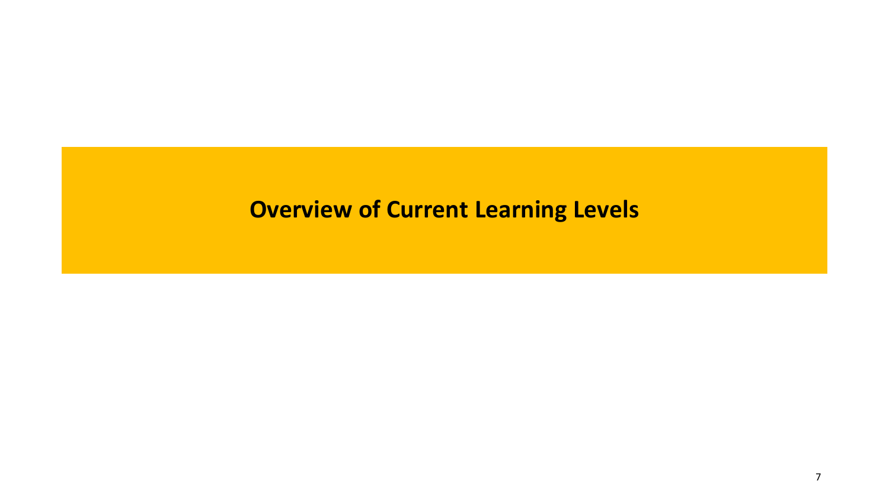# Overview of Current Learning Levels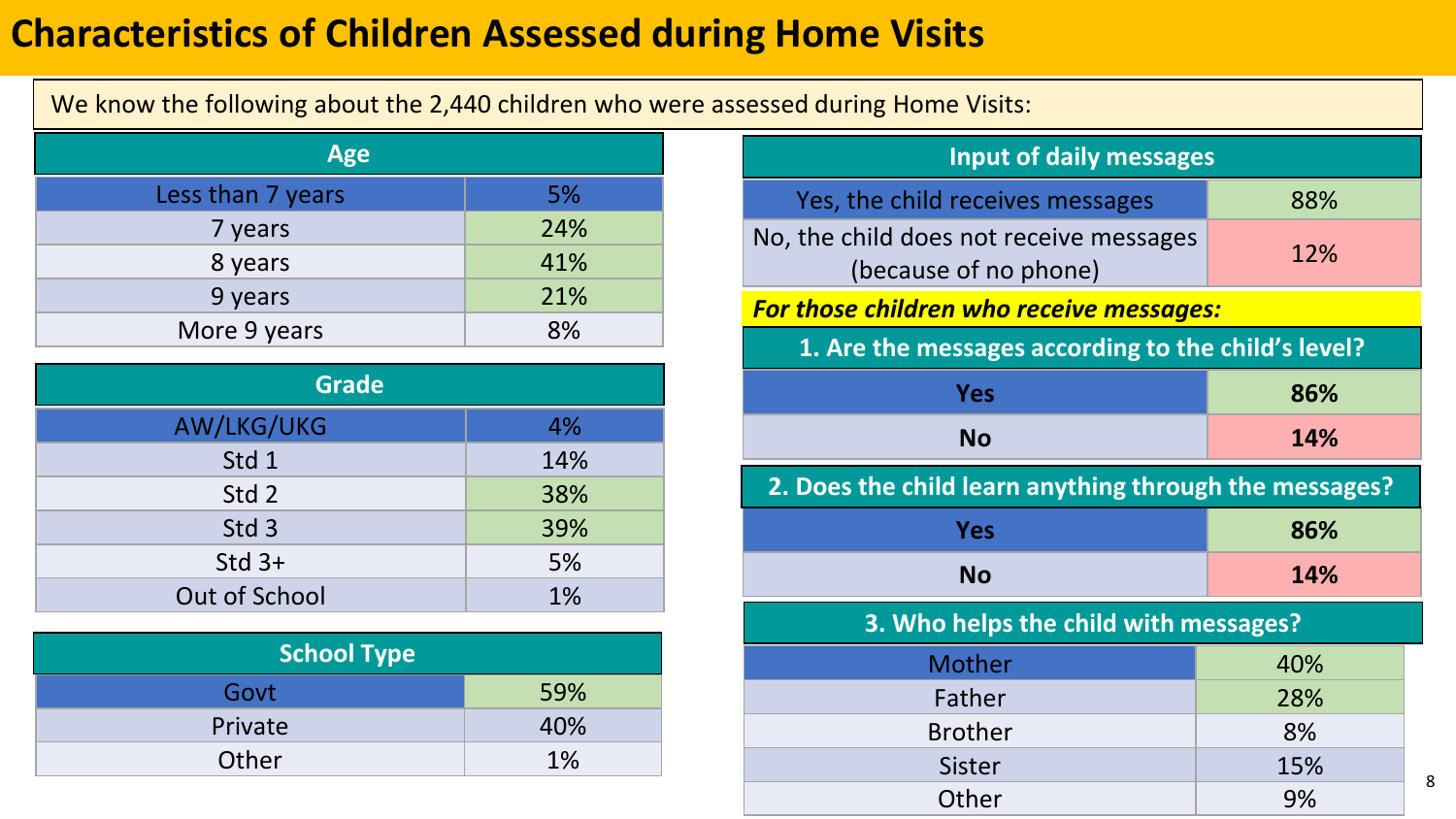# Characteristics of Children Assessed during Home Visits

We know the following about the 2,440 children who were assessed during Home Visits:

| Age | |
|---|---|
| Less than 7 years | 5% |
| 7 years | 24% |
| 8 years | 41% |
| 9 years | 21% |
| More 9 years | 8% |

| Grade | |
|---|---|
| AW/LKG/UKG | 4% |
| Std 1 | 14% |
| Std 2 | 38% |
| Std 3 | 39% |
| Std 3+ | 5% |
| Out of School | 1% |

| School Type | |
|---|---|
| Govt | 59% |
| Private | 40% |
| Other | 1% |

| Input of daily messages | |
|---|---|
| Yes, the child receives messages | 88% |
| No, the child does not receive messages (because of no phone) | 12% |

***For those children who receive messages:***

| 1. Are the messages according to the child's level? | |
|---|---|
| **Yes** | **86%** |
| **No** | **14%** |

| 2. Does the child learn anything through the messages? | |
|---|---|
| **Yes** | **86%** |
| **No** | **14%** |

| 3. Who helps the child with messages? | |
|---|---|
| Mother | 40% |
| Father | 28% |
| Brother | 8% |
| Sister | 15% |
| Other | 9% |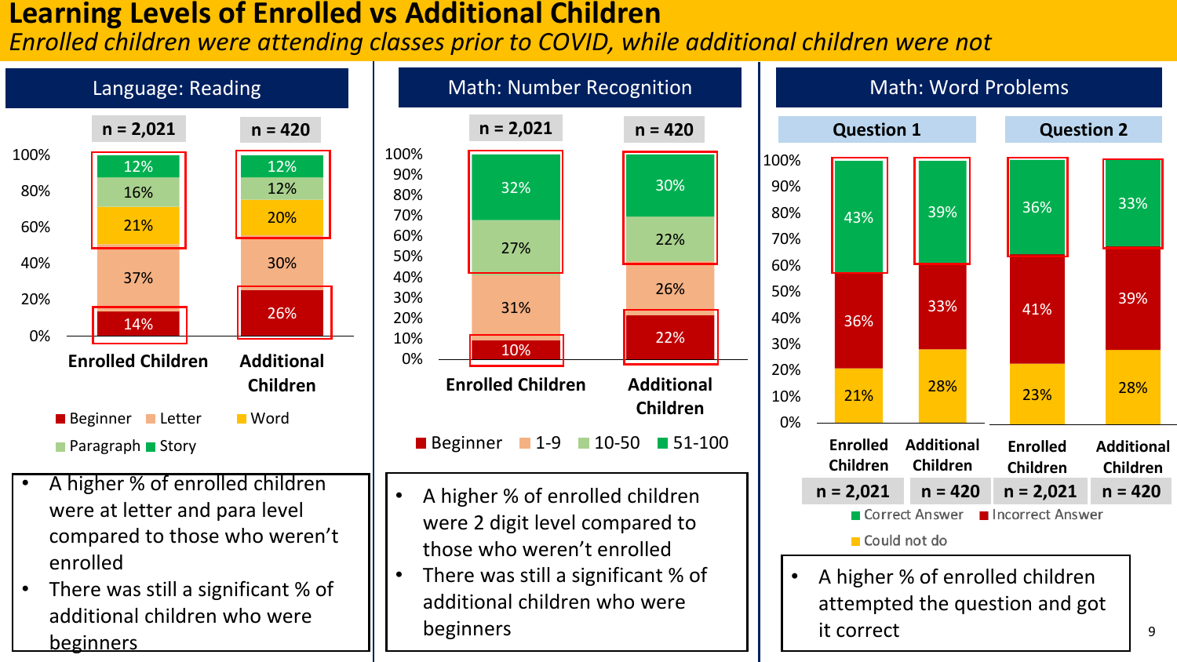# Learning Levels of Enrolled vs Additional Children

*Enrolled children were attending classes prior to COVID, while additional children were not*

## Language: Reading

| Level | Enrolled Children (n = 2,021) | Additional Children (n = 420) |
|---|---|---|
| Beginner | 14% | 26% |
| Letter | 37% | 30% |
| Word | 21% | 20% |
| Paragraph | 16% | 12% |
| Story | 12% | 12% |

- A higher % of enrolled children were at letter and para level compared to those who weren't enrolled
- There was still a significant % of additional children who were beginners

## Math: Number Recognition

| Level | Enrolled Children (n = 2,021) | Additional Children (n = 420) |
|---|---|---|
| Beginner | 10% | 22% |
| 1-9 | 31% | 26% |
| 10-50 | 27% | 22% |
| 51-100 | 32% | 30% |

- A higher % of enrolled children were 2 digit level compared to those who weren't enrolled
- There was still a significant % of additional children who were beginners

## Math: Word Problems

| | Question 1 | | Question 2 | |
|---|---|---|---|---|
| | Enrolled Children (n = 2,021) | Additional Children (n = 420) | Enrolled Children (n = 2,021) | Additional Children (n = 420) |
| Correct Answer | 43% | 39% | 36% | 33% |
| Incorrect Answer | 36% | 33% | 41% | 39% |
| Could not do | 21% | 28% | 23% | 28% |

- A higher % of enrolled children attempted the question and got it correct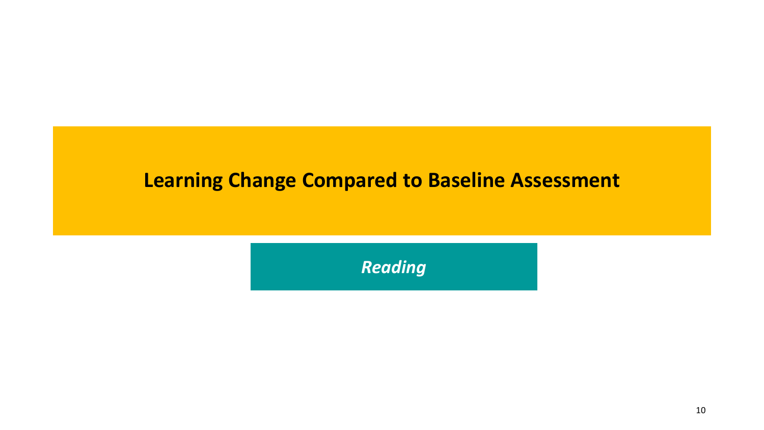# Learning Change Compared to Baseline Assessment

## *Reading*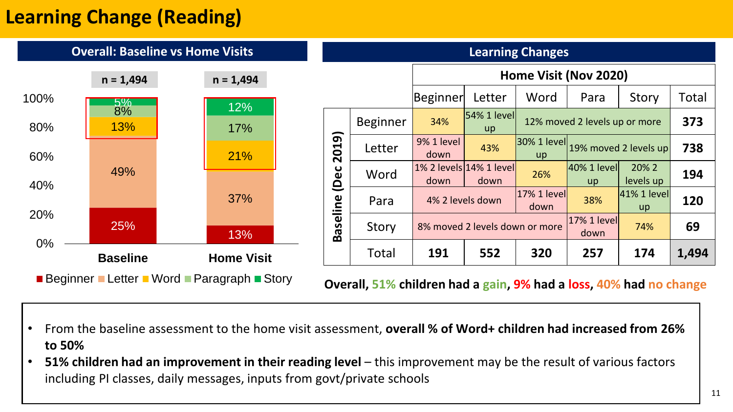# Learning Change (Reading)

## Overall: Baseline vs Home Visits

| | Baseline (n = 1,494) | Home Visit (n = 1,494) |
|---|---|---|
| Story | 5% | 12% |
| Paragraph | 8% | 17% |
| Word | 13% | 21% |
| Letter | 49% | 37% |
| Beginner | 25% | 13% |

■ Beginner ■ Letter ■ Word ■ Paragraph ■ Story

## Learning Changes

| Baseline (Dec 2019) | Home Visit (Nov 2020): Beginner | Letter | Word | Para | Story | Total |
|---|---|---|---|---|---|---|
| Beginner | 34% | 54% 1 level up | 12% moved 2 levels up or more | | | 373 |
| Letter | 9% 1 level down | 43% | 30% 1 level up | 19% moved 2 levels up | | 738 |
| Word | 1% 2 levels down | 14% 1 level down | 26% | 40% 1 level up | 20% 2 levels up | 194 |
| Para | 4% 2 levels down | | 17% 1 level down | 38% | 41% 1 level up | 120 |
| Story | 8% moved 2 levels down or more | | | 17% 1 level down | 74% | 69 |
| Total | 191 | 552 | 320 | 257 | 174 | 1,494 |

**Overall, 51% children had a gain, 9% had a loss, 40% had no change**

- From the baseline assessment to the home visit assessment, **overall % of Word+ children had increased from 26% to 50%**
- **51% children had an improvement in their reading level** – this improvement may be the result of various factors including PI classes, daily messages, inputs from govt/private schools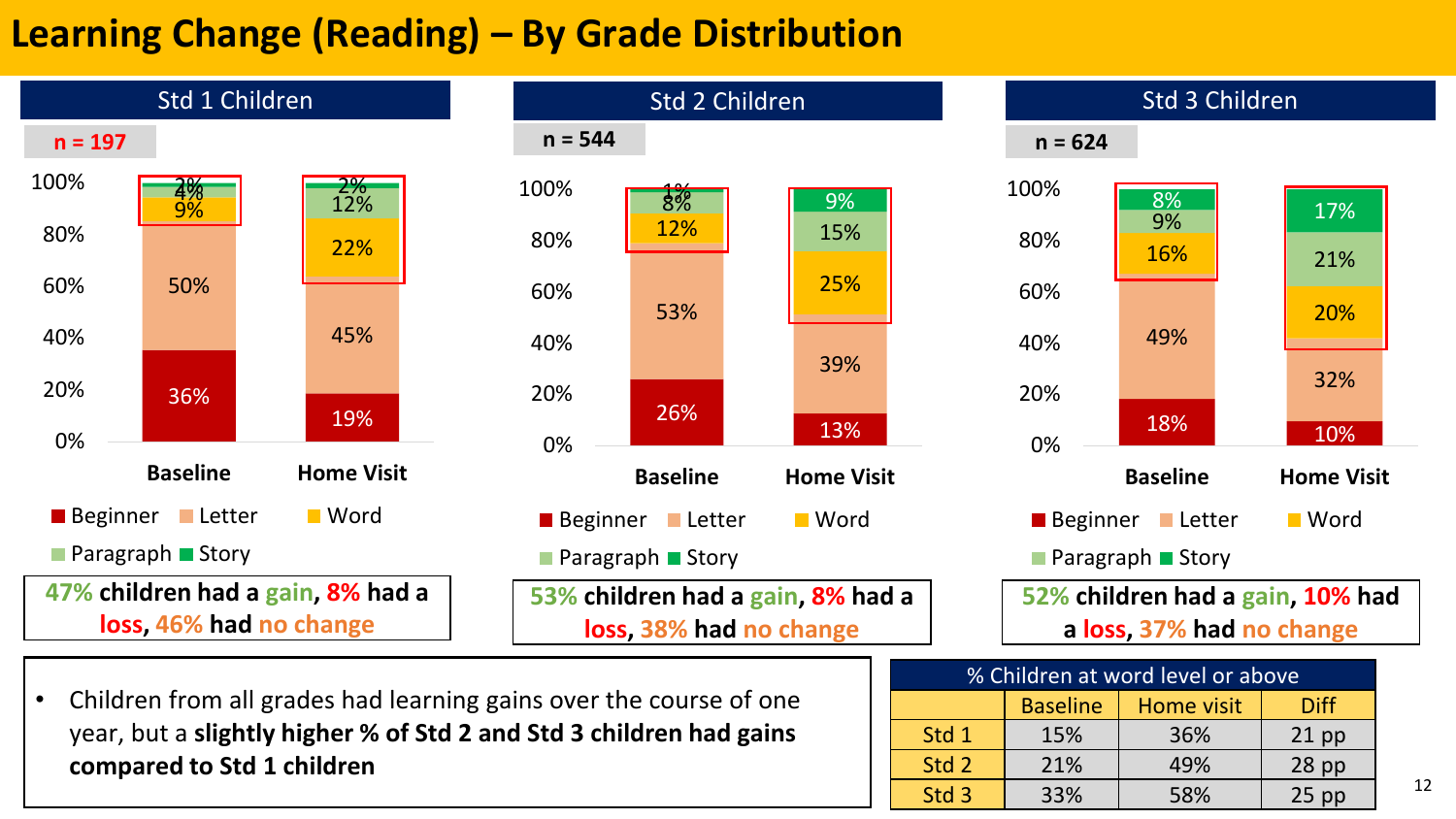# Learning Change (Reading) – By Grade Distribution

## Std 1 Children

n = 197

| | Baseline | Home Visit |
|---|---|---|
| Beginner | 36% | 19% |
| Letter | 50% | 45% |
| Word | 9% | 22% |
| Paragraph | 4% | 12% |
| Story | 2% | 2% |

**47% children had a gain, 8% had a loss, 46% had no change**

## Std 2 Children

n = 544

| | Baseline | Home Visit |
|---|---|---|
| Beginner | 26% | 13% |
| Letter | 53% | 39% |
| Word | 12% | 25% |
| Paragraph | 8% | 15% |
| Story | 1% | 9% |

**53% children had a gain, 8% had a loss, 38% had no change**

## Std 3 Children

n = 624

| | Baseline | Home Visit |
|---|---|---|
| Beginner | 18% | 10% |
| Letter | 49% | 32% |
| Word | 16% | 20% |
| Paragraph | 9% | 21% |
| Story | 8% | 17% |

**52% children had a gain, 10% had a loss, 37% had no change**

- Children from all grades had learning gains over the course of one year, but a **slightly higher % of Std 2 and Std 3 children had gains compared to Std 1 children**

| % Children at word level or above | | | |
|---|---|---|---|
| | Baseline | Home visit | Diff |
| Std 1 | 15% | 36% | 21 pp |
| Std 2 | 21% | 49% | 28 pp |
| Std 3 | 33% | 58% | 25 pp |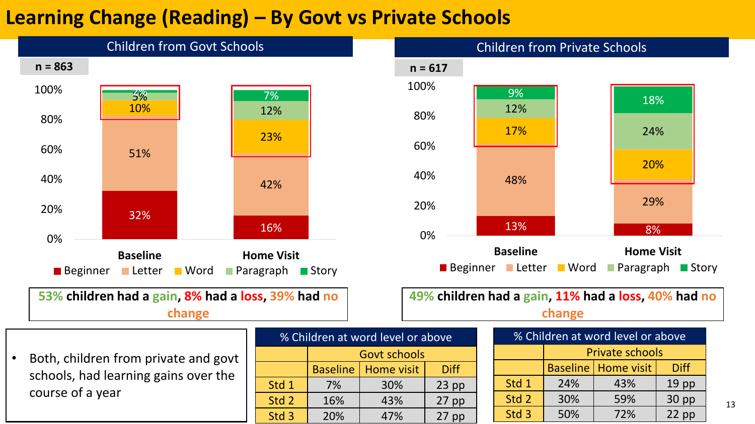# Learning Change (Reading) – By Govt vs Private Schools

## Children from Govt Schools

n = 863

| | Beginner | Letter | Word | Paragraph | Story |
|---|---|---|---|---|---|
| Baseline | 32% | 51% | 10% | 5% | 2% |
| Home Visit | 16% | 42% | 23% | 12% | 7% |

**53% children had a gain, 8% had a loss, 39% had no change**

## Children from Private Schools

n = 617

| | Beginner | Letter | Word | Paragraph | Story |
|---|---|---|---|---|---|
| Baseline | 13% | 48% | 17% | 12% | 9% |
| Home Visit | 8% | 29% | 20% | 24% | 18% |

**49% children had a gain, 11% had a loss, 40% had no change**

- Both, children from private and govt schools, had learning gains over the course of a year

**% Children at word level or above**

| | Govt schools | | |
|---|---|---|---|
| | Baseline | Home visit | Diff |
| Std 1 | 7% | 30% | 23 pp |
| Std 2 | 16% | 43% | 27 pp |
| Std 3 | 20% | 47% | 27 pp |

**% Children at word level or above**

| | Private schools | | |
|---|---|---|---|
| | Baseline | Home visit | Diff |
| Std 1 | 24% | 43% | 19 pp |
| Std 2 | 30% | 59% | 30 pp |
| Std 3 | 50% | 72% | 22 pp |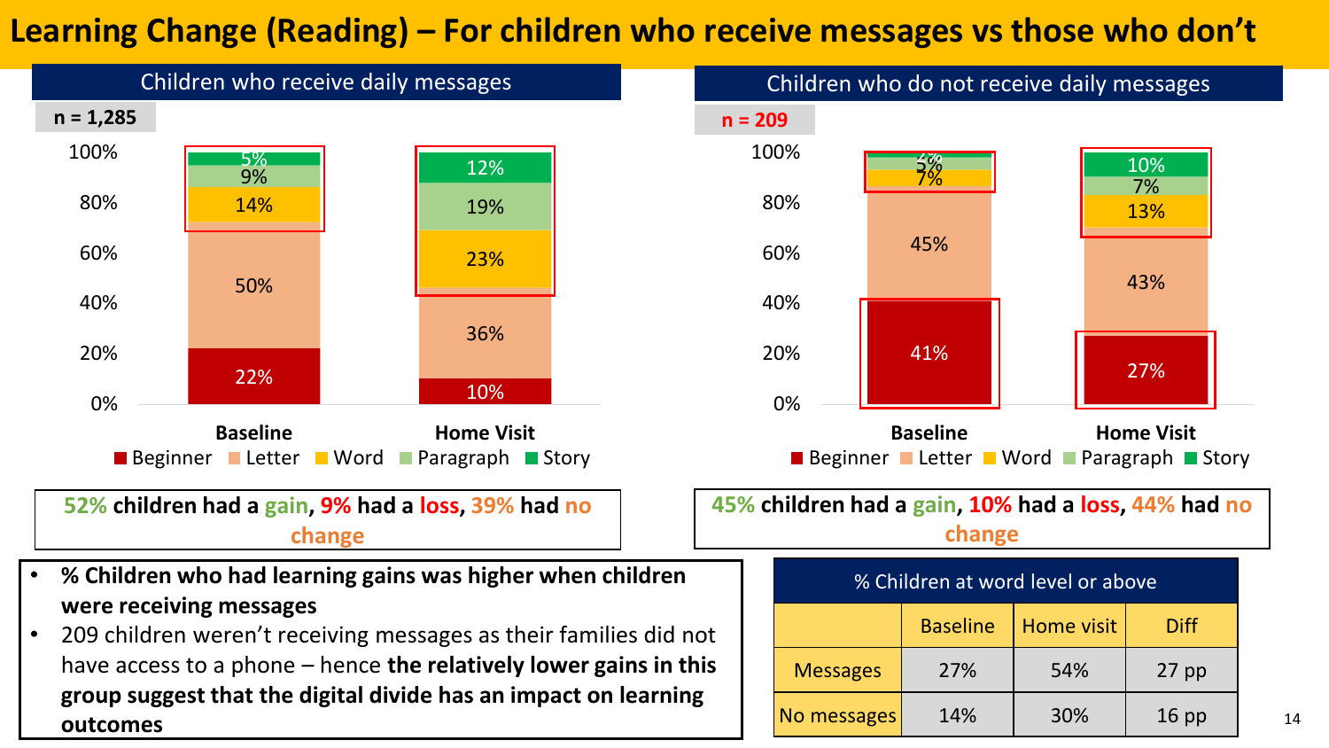# Learning Change (Reading) – For children who receive messages vs those who don't

## Children who receive daily messages

n = 1,285

| | Baseline | Home Visit |
|---|---|---|
| Story | 5% | 12% |
| Paragraph | 9% | 19% |
| Word | 14% | 23% |
| Letter | 50% | 36% |
| Beginner | 22% | 10% |

**52% children had a gain, 9% had a loss, 39% had no change**

## Children who do not receive daily messages

n = 209

| | Baseline | Home Visit |
|---|---|---|
| Story | 2% | 10% |
| Paragraph | 5% | 7% |
| Word | 7% | 13% |
| Letter | 45% | 43% |
| Beginner | 41% | 27% |

**45% children had a gain, 10% had a loss, 44% had no change**

- **% Children who had learning gains was higher when children were receiving messages**
- 209 children weren't receiving messages as their families did not have access to a phone – hence **the relatively lower gains in this group suggest that the digital divide has an impact on learning outcomes**

| % Children at word level or above | Baseline | Home visit | Diff |
|---|---|---|---|
| Messages | 27% | 54% | 27 pp |
| No messages | 14% | 30% | 16 pp |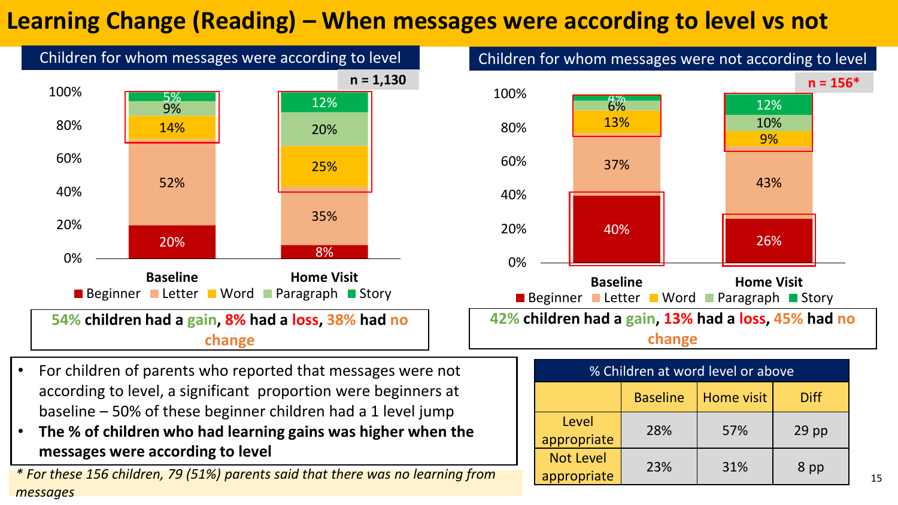# Learning Change (Reading) – When messages were according to level vs not

## Children for whom messages were according to level

n = 1,130

| | Beginner | Letter | Word | Paragraph | Story |
|---|---|---|---|---|---|
| Baseline | 20% | 52% | 14% | 9% | 5% |
| Home Visit | 8% | 35% | 25% | 20% | 12% |

**54% children had a gain, 8% had a loss, 38% had no change**

## Children for whom messages were not according to level

n = 156*

| | Beginner | Letter | Word | Paragraph | Story |
|---|---|---|---|---|---|
| Baseline | 40% | 37% | 13% | 6% | 4% |
| Home Visit | 26% | 43% | 9% | 10% | 12% |

**42% children had a gain, 13% had a loss, 45% had no change**

- For children of parents who reported that messages were not according to level, a significant proportion were beginners at baseline – 50% of these beginner children had a 1 level jump
- **The % of children who had learning gains was higher when the messages were according to level**

*\* For these 156 children, 79 (51%) parents said that there was no learning from messages*

| % Children at word level or above | Baseline | Home visit | Diff |
|---|---|---|---|
| Level appropriate | 28% | 57% | 29 pp |
| Not Level appropriate | 23% | 31% | 8 pp |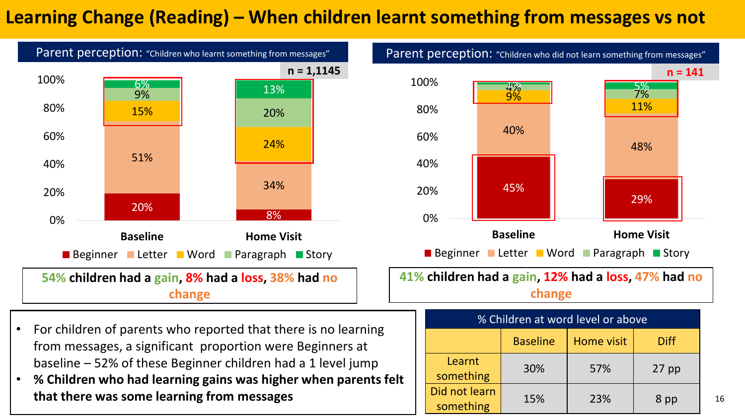# Learning Change (Reading) – When children learnt something from messages vs not

## Parent perception: "Children who learnt something from messages"

n = 1,1145

| | Beginner | Letter | Word | Paragraph | Story |
|---|---|---|---|---|---|
| Baseline | 20% | 51% | 15% | 9% | 6% |
| Home Visit | 8% | 34% | 24% | 20% | 13% |

**54% children had a gain, 8% had a loss, 38% had no change**

## Parent perception: "Children who did not learn something from messages"

n = 141

| | Beginner | Letter | Word | Paragraph | Story |
|---|---|---|---|---|---|
| Baseline | 45% | 40% | 9% | 4% | 1% |
| Home Visit | 29% | 48% | 11% | 7% | 5% |

**41% children had a gain, 12% had a loss, 47% had no change**

- For children of parents who reported that there is no learning from messages, a significant proportion were Beginners at baseline – 52% of these Beginner children had a 1 level jump
- **% Children who had learning gains was higher when parents felt that there was some learning from messages**

| % Children at word level or above | | | |
|---|---|---|---|
| | Baseline | Home visit | Diff |
| Learnt something | 30% | 57% | 27 pp |
| Did not learn something | 15% | 23% | 8 pp |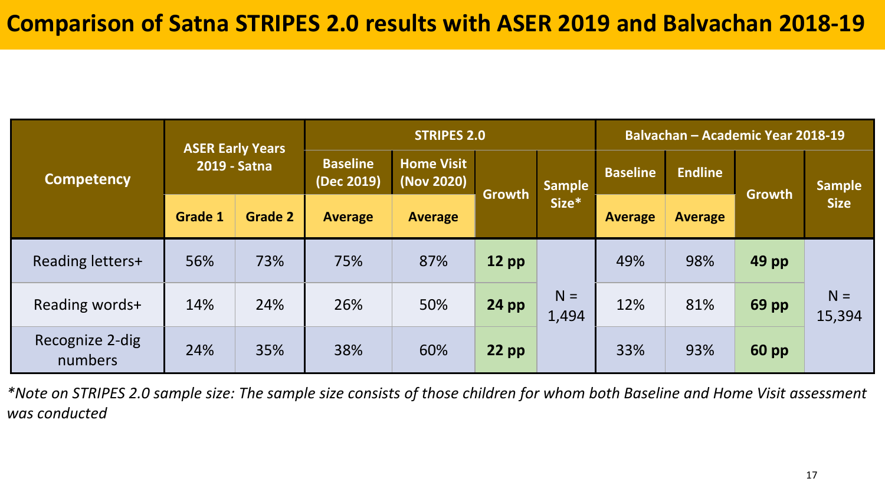# Comparison of Satna STRIPES 2.0 results with ASER 2019 and Balvachan 2018-19

| Competency | ASER Early Years 2019 - Satna | | STRIPES 2.0 | | | | Balvachan – Academic Year 2018-19 | | | |
|---|---|---|---|---|---|---|---|---|---|---|
| | | | Baseline (Dec 2019) | Home Visit (Nov 2020) | Growth | Sample Size* | Baseline | Endline | Growth | Sample Size |
| | Grade 1 | Grade 2 | Average | Average | | | Average | Average | | |
| Reading letters+ | 56% | 73% | 75% | 87% | **12 pp** | N = 1,494 | 49% | 98% | **49 pp** | N = 15,394 |
| Reading words+ | 14% | 24% | 26% | 50% | **24 pp** | | 12% | 81% | **69 pp** | |
| Recognize 2-dig numbers | 24% | 35% | 38% | 60% | **22 pp** | | 33% | 93% | **60 pp** | |

*\*Note on STRIPES 2.0 sample size: The sample size consists of those children for whom both Baseline and Home Visit assessment was conducted*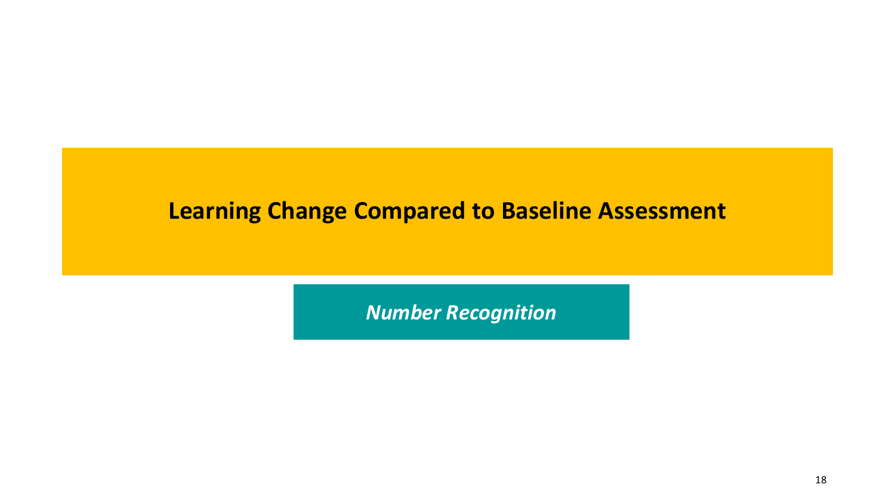# Learning Change Compared to Baseline Assessment

## *Number Recognition*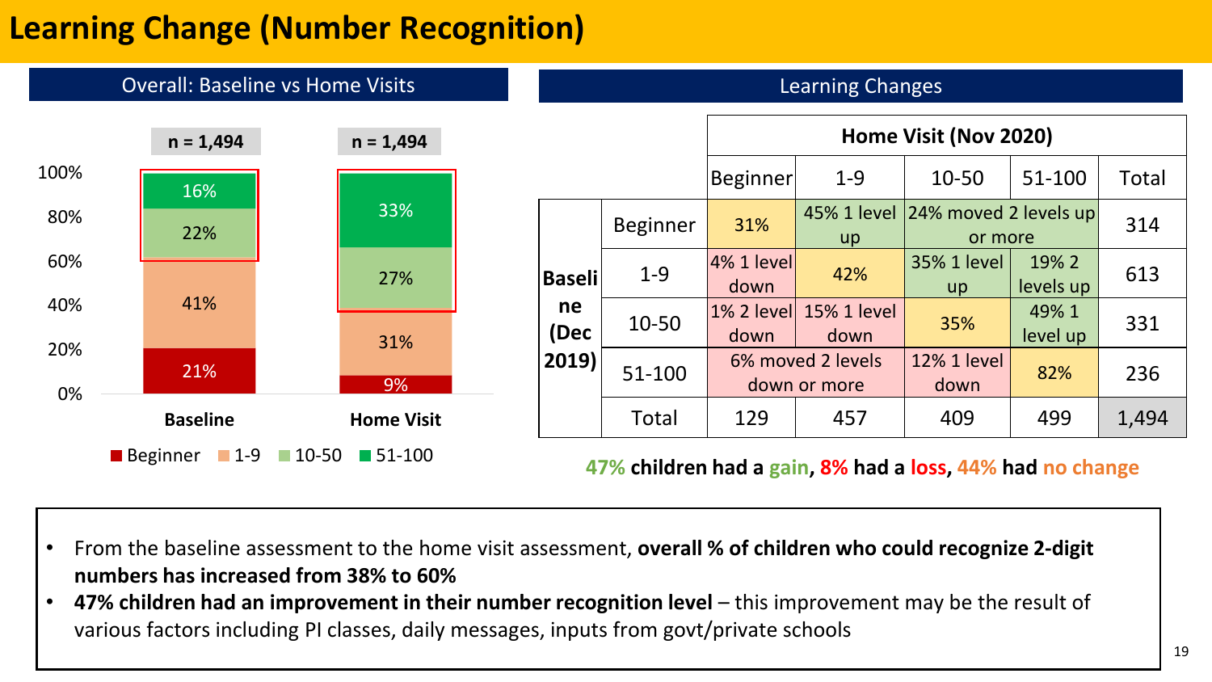# Learning Change (Number Recognition)

## Overall: Baseline vs Home Visits

| | Baseline (n = 1,494) | Home Visit (n = 1,494) |
|---|---|---|
| 51-100 | 16% | 33% |
| 10-50 | 22% | 27% |
| 1-9 | 41% | 31% |
| Beginner | 21% | 9% |

## Learning Changes

| | | Home Visit (Nov 2020) | | | | |
|---|---|---|---|---|---|---|
| | | Beginner | 1-9 | 10-50 | 51-100 | Total |
| Baseline (Dec 2019) | Beginner | 31% | 45% 1 level up | 24% moved 2 levels up or more | | 314 |
| | 1-9 | 4% 1 level down | 42% | 35% 1 level up | 19% 2 levels up | 613 |
| | 10-50 | 1% 2 level down | 15% 1 level down | 35% | 49% 1 level up | 331 |
| | 51-100 | 6% moved 2 levels down or more | | 12% 1 level down | 82% | 236 |
| | Total | 129 | 457 | 409 | 499 | 1,494 |

**47% children had a gain, 8% had a loss, 44% had no change**

- From the baseline assessment to the home visit assessment, **overall % of children who could recognize 2-digit numbers has increased from 38% to 60%**
- **47% children had an improvement in their number recognition level** – this improvement may be the result of various factors including PI classes, daily messages, inputs from govt/private schools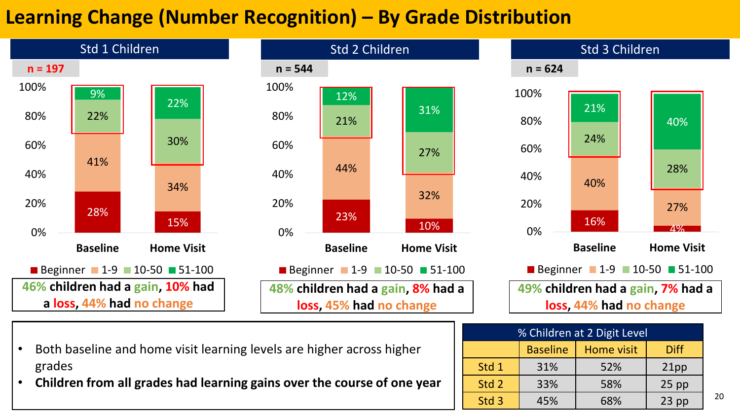# Learning Change (Number Recognition) – By Grade Distribution

## Std 1 Children

n = 197

| | Beginner | 1-9 | 10-50 | 51-100 |
|---|---|---|---|---|
| Baseline | 28% | 41% | 22% | 9% |
| Home Visit | 15% | 34% | 30% | 22% |

**46% children had a gain, 10% had a loss, 44% had no change**

## Std 2 Children

n = 544

| | Beginner | 1-9 | 10-50 | 51-100 |
|---|---|---|---|---|
| Baseline | 23% | 44% | 21% | 12% |
| Home Visit | 10% | 32% | 27% | 31% |

**48% children had a gain, 8% had a loss, 45% had no change**

## Std 3 Children

n = 624

| | Beginner | 1-9 | 10-50 | 51-100 |
|---|---|---|---|---|
| Baseline | 16% | 40% | 24% | 21% |
| Home Visit | 4% | 27% | 28% | 40% |

**49% children had a gain, 7% had a loss, 44% had no change**

- Both baseline and home visit learning levels are higher across higher grades
- **Children from all grades had learning gains over the course of one year**

| % Children at 2 Digit Level | | | |
|---|---|---|---|
| | Baseline | Home visit | Diff |
| Std 1 | 31% | 52% | 21pp |
| Std 2 | 33% | 58% | 25 pp |
| Std 3 | 45% | 68% | 23 pp |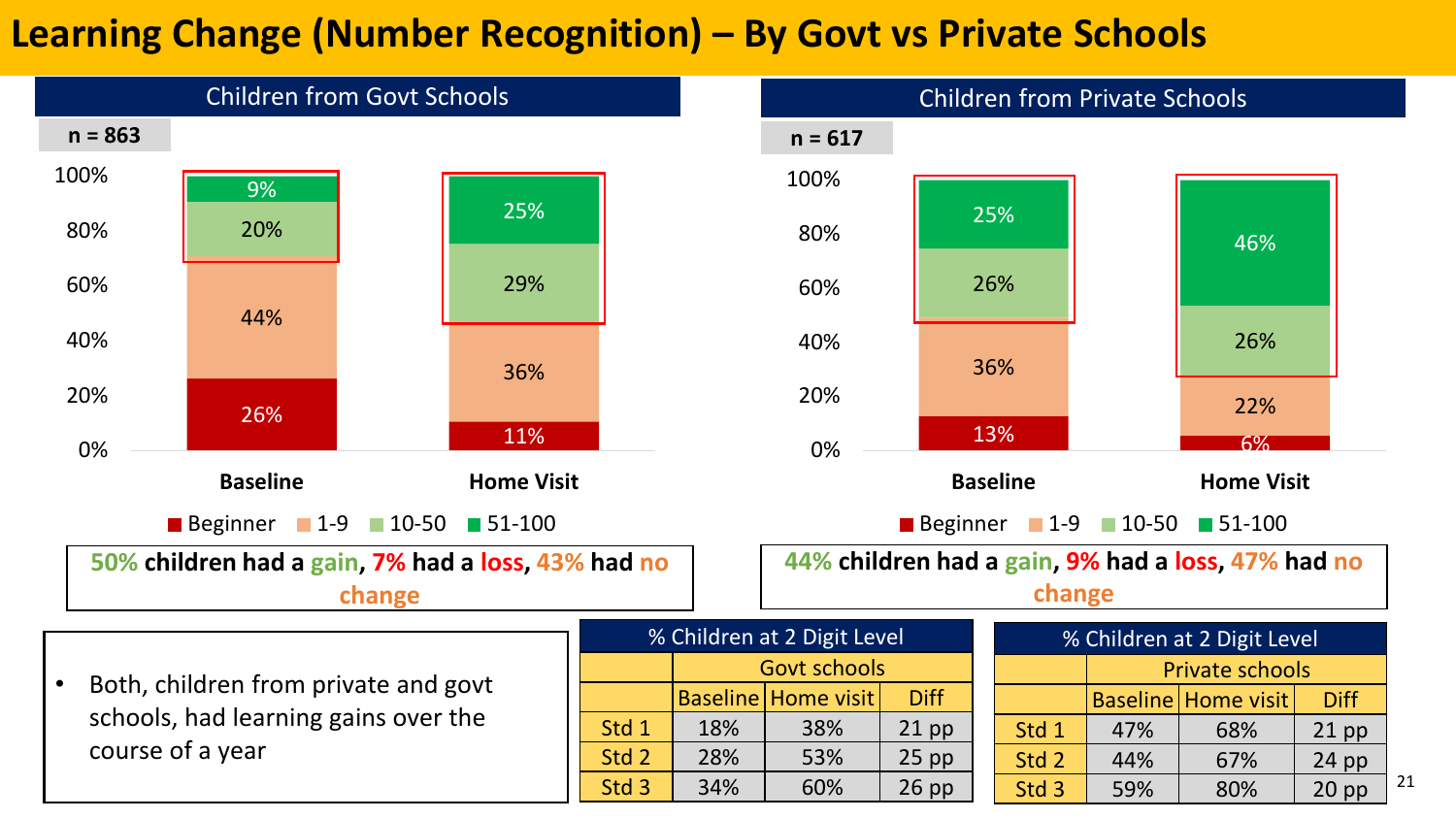# Learning Change (Number Recognition) – By Govt vs Private Schools

## Children from Govt Schools

n = 863

| | Baseline | Home Visit |
|---|---|---|
| Beginner | 26% | 11% |
| 1-9 | 44% | 36% |
| 10-50 | 20% | 29% |
| 51-100 | 9% | 25% |

**50% children had a gain, 7% had a loss, 43% had no change**

## Children from Private Schools

n = 617

| | Baseline | Home Visit |
|---|---|---|
| Beginner | 13% | 6% |
| 1-9 | 36% | 22% |
| 10-50 | 26% | 26% |
| 51-100 | 25% | 46% |

**44% children had a gain, 9% had a loss, 47% had no change**

- Both, children from private and govt schools, had learning gains over the course of a year

| % Children at 2 Digit Level | | | |
|---|---|---|---|
| | Govt schools | | |
| | Baseline | Home visit | Diff |
| Std 1 | 18% | 38% | 21 pp |
| Std 2 | 28% | 53% | 25 pp |
| Std 3 | 34% | 60% | 26 pp |

| % Children at 2 Digit Level | | | |
|---|---|---|---|
| | Private schools | | |
| | Baseline | Home visit | Diff |
| Std 1 | 47% | 68% | 21 pp |
| Std 2 | 44% | 67% | 24 pp |
| Std 3 | 59% | 80% | 20 pp |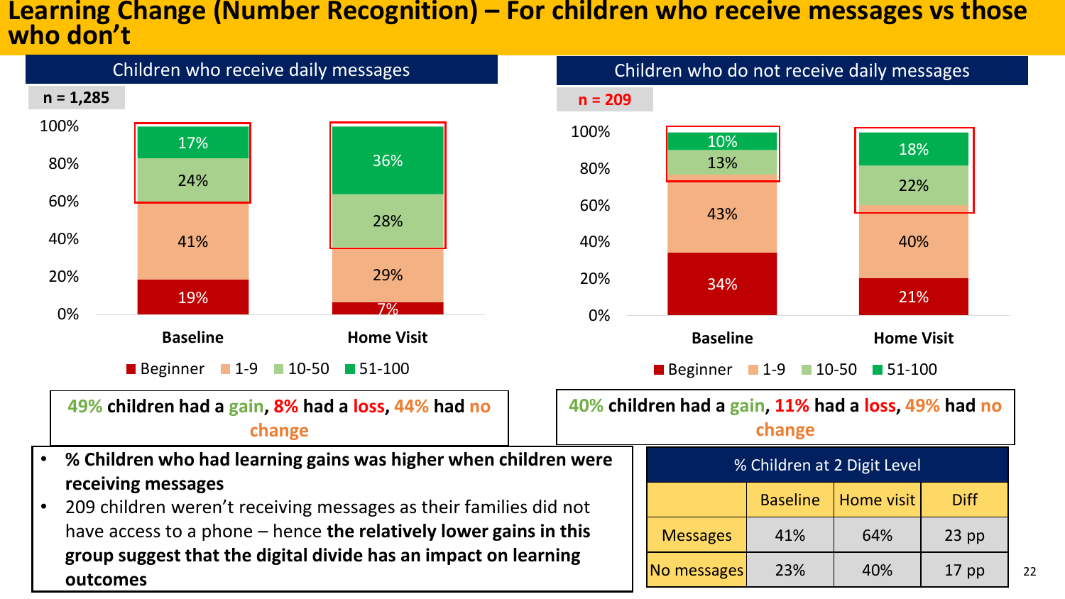# Learning Change (Number Recognition) – For children who receive messages vs those who don't

## Children who receive daily messages

n = 1,285

| | Baseline | Home Visit |
|---|---|---|
| Beginner | 19% | 7% |
| 1-9 | 41% | 29% |
| 10-50 | 24% | 28% |
| 51-100 | 17% | 36% |

**49% children had a gain, 8% had a loss, 44% had no change**

## Children who do not receive daily messages

n = 209

| | Baseline | Home Visit |
|---|---|---|
| Beginner | 34% | 21% |
| 1-9 | 43% | 40% |
| 10-50 | 13% | 22% |
| 51-100 | 10% | 18% |

**40% children had a gain, 11% had a loss, 49% had no change**

- **% Children who had learning gains was higher when children were receiving messages**
- 209 children weren't receiving messages as their families did not have access to a phone – hence **the relatively lower gains in this group suggest that the digital divide has an impact on learning outcomes**

| % Children at 2 Digit Level | Baseline | Home visit | Diff |
|---|---|---|---|
| Messages | 41% | 64% | 23 pp |
| No messages | 23% | 40% | 17 pp |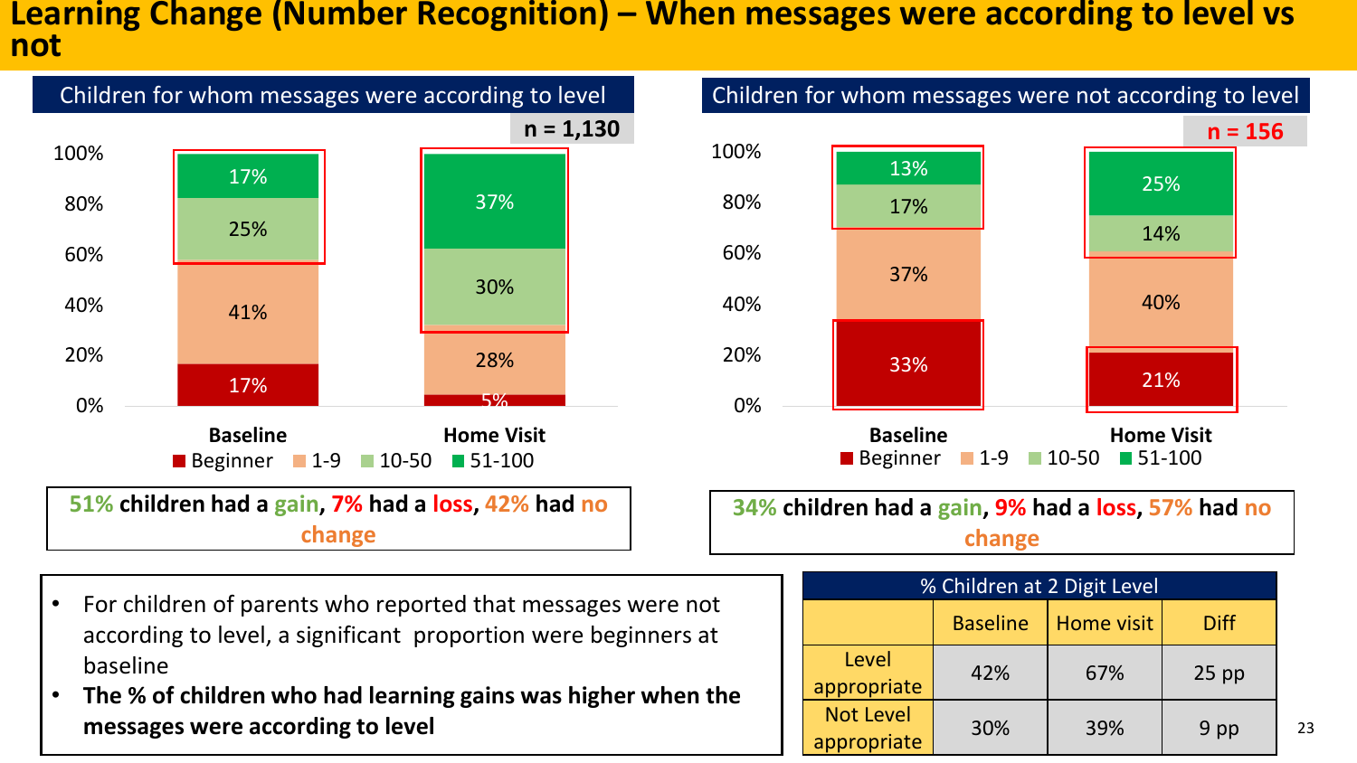# Learning Change (Number Recognition) – When messages were according to level vs not

## Children for whom messages were according to level

n = 1,130

| | Beginner | 1-9 | 10-50 | 51-100 |
|---|---|---|---|---|
| Baseline | 17% | 41% | 25% | 17% |
| Home Visit | 5% | 28% | 30% | 37% |

**51% children had a gain, 7% had a loss, 42% had no change**

## Children for whom messages were not according to level

n = 156

| | Beginner | 1-9 | 10-50 | 51-100 |
|---|---|---|---|---|
| Baseline | 33% | 37% | 17% | 13% |
| Home Visit | 21% | 40% | 14% | 25% |

**34% children had a gain, 9% had a loss, 57% had no change**

- For children of parents who reported that messages were not according to level, a significant proportion were beginners at baseline
- **The % of children who had learning gains was higher when the messages were according to level**

| % Children at 2 Digit Level | | | |
|---|---|---|---|
| | Baseline | Home visit | Diff |
| Level appropriate | 42% | 67% | 25 pp |
| Not Level appropriate | 30% | 39% | 9 pp |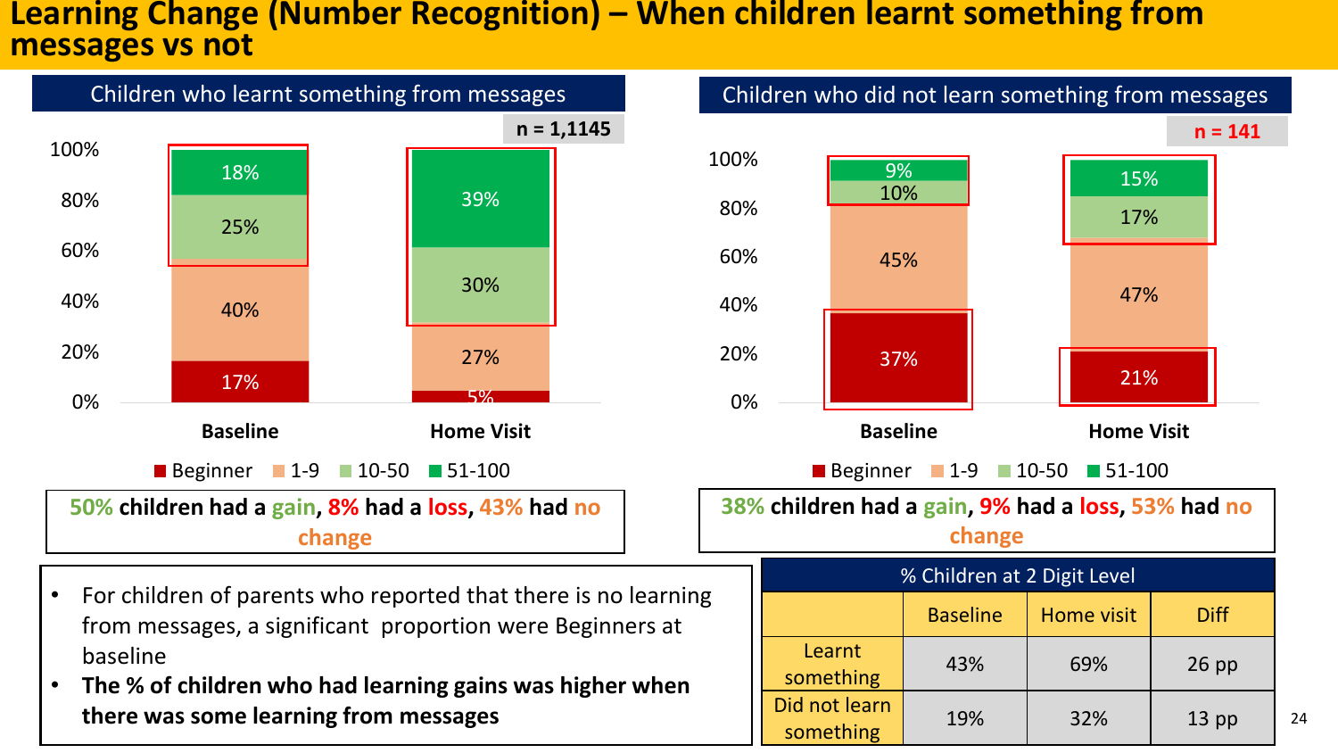# Learning Change (Number Recognition) – When children learnt something from messages vs not

## Children who learnt something from messages

n = 1,1145

| | Beginner | 1-9 | 10-50 | 51-100 |
|---|---|---|---|---|
| Baseline | 17% | 40% | 25% | 18% |
| Home Visit | 5% | 27% | 30% | 39% |

**50% children had a gain, 8% had a loss, 43% had no change**

## Children who did not learn something from messages

n = 141

| | Beginner | 1-9 | 10-50 | 51-100 |
|---|---|---|---|---|
| Baseline | 37% | 45% | 10% | 9% |
| Home Visit | 21% | 47% | 17% | 15% |

**38% children had a gain, 9% had a loss, 53% had no change**

- For children of parents who reported that there is no learning from messages, a significant proportion were Beginners at baseline
- **The % of children who had learning gains was higher when there was some learning from messages**

| % Children at 2 Digit Level | | | |
|---|---|---|---|
| | Baseline | Home visit | Diff |
| Learnt something | 43% | 69% | 26 pp |
| Did not learn something | 19% | 32% | 13 pp |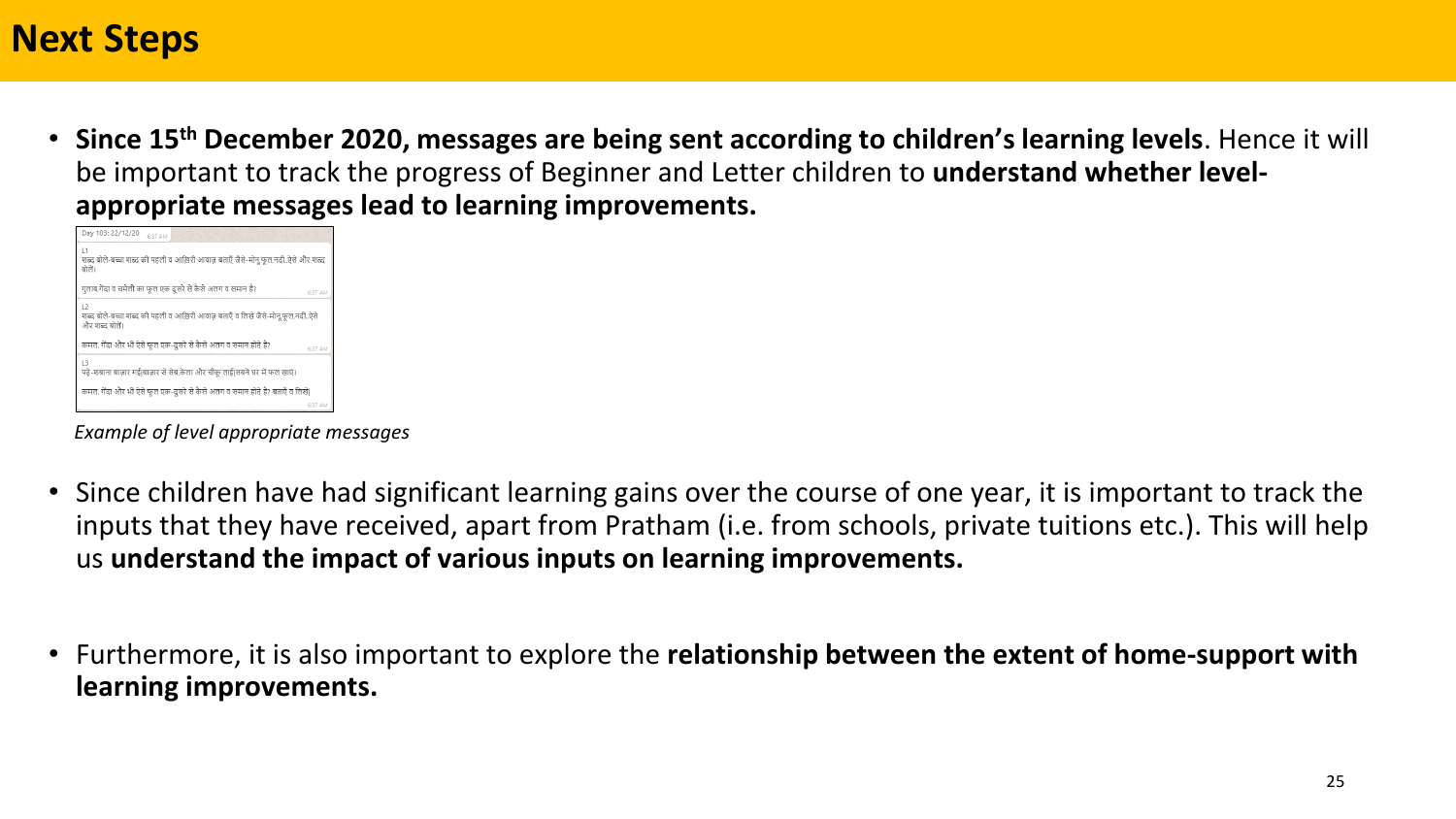# Next Steps

- **Since 15th December 2020, messages are being sent according to children's learning levels**. Hence it will be important to track the progress of Beginner and Letter children to **understand whether level-appropriate messages lead to learning improvements.**

*Example of level appropriate messages*

- Since children have had significant learning gains over the course of one year, it is important to track the inputs that they have received, apart from Pratham (i.e. from schools, private tuitions etc.). This will help us **understand the impact of various inputs on learning improvements.**

- Furthermore, it is also important to explore the **relationship between the extent of home-support with learning improvements.**